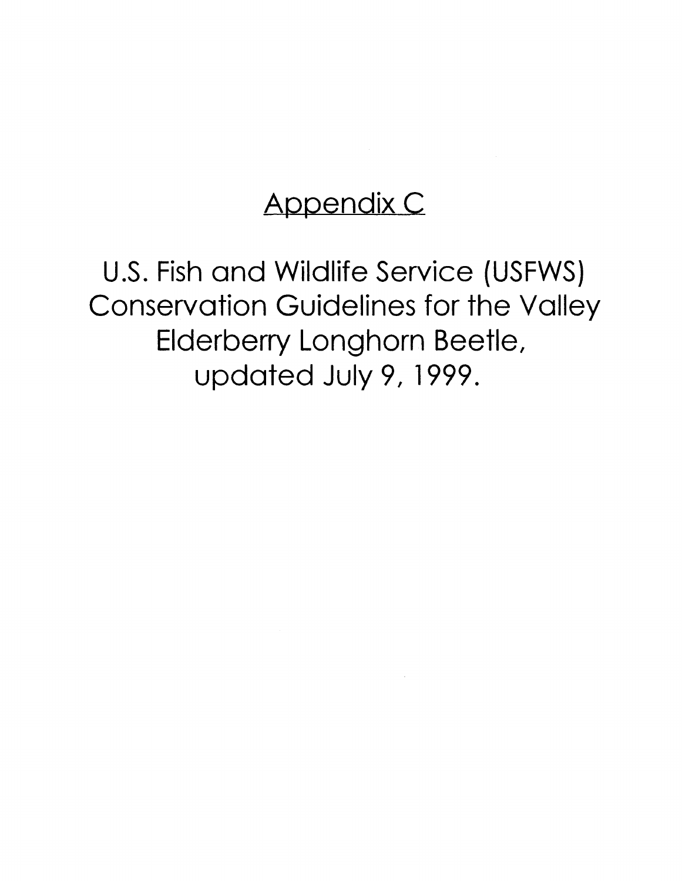# Appendix C

U.S. Fish and Wildlife Service (USFWS) Conservation Guidelines for the Valley Elderberry Longhorn Beetle, updated July 9, 1999.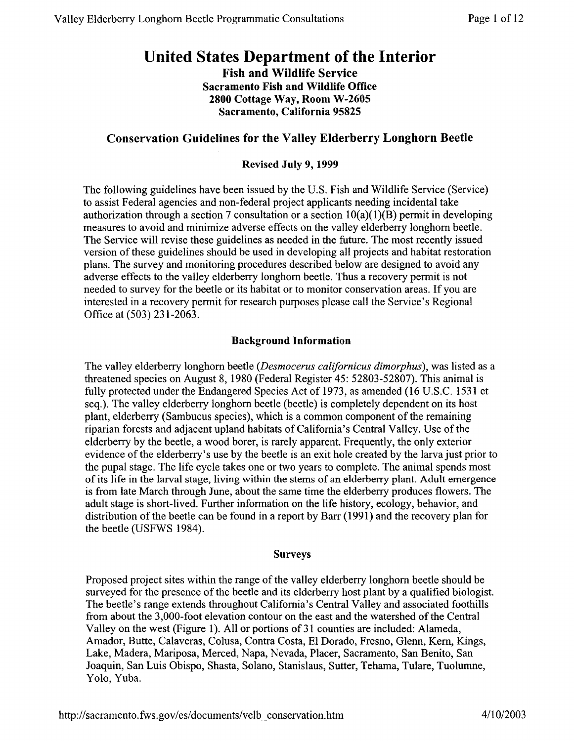# United States Department of the Interior

**Fish and Wildlife Service**
**Sacramento Fish and Wildlife Office**
**2800 Cottage Way, Room W-2605**
**Sacramento, California 95825**

## Conservation Guidelines for the Valley Elderberry Longhorn Beetle

**Revised July 9, 1999**

The following guidelines have been issued by the U.S. Fish and Wildlife Service (Service) to assist Federal agencies and non-federal project applicants needing incidental take authorization through a section 7 consultation or a section 10(a)(1)(B) permit in developing measures to avoid and minimize adverse effects on the valley elderberry longhorn beetle. The Service will revise these guidelines as needed in the future. The most recently issued version of these guidelines should be used in developing all projects and habitat restoration plans. The survey and monitoring procedures described below are designed to avoid any adverse effects to the valley elderberry longhorn beetle. Thus a recovery permit is not needed to survey for the beetle or its habitat or to monitor conservation areas. If you are interested in a recovery permit for research purposes please call the Service's Regional Office at (503) 231-2063.

### Background Information

The valley elderberry longhorn beetle (*Desmocerus californicus dimorphus*), was listed as a threatened species on August 8, 1980 (Federal Register 45: 52803-52807). This animal is fully protected under the Endangered Species Act of 1973, as amended (16 U.S.C. 1531 et seq.). The valley elderberry longhorn beetle (beetle) is completely dependent on its host plant, elderberry (Sambucus species), which is a common component of the remaining riparian forests and adjacent upland habitats of California's Central Valley. Use of the elderberry by the beetle, a wood borer, is rarely apparent. Frequently, the only exterior evidence of the elderberry's use by the beetle is an exit hole created by the larva just prior to the pupal stage. The life cycle takes one or two years to complete. The animal spends most of its life in the larval stage, living within the stems of an elderberry plant. Adult emergence is from late March through June, about the same time the elderberry produces flowers. The adult stage is short-lived. Further information on the life history, ecology, behavior, and distribution of the beetle can be found in a report by Barr (1991) and the recovery plan for the beetle (USFWS 1984).

### Surveys

Proposed project sites within the range of the valley elderberry longhorn beetle should be surveyed for the presence of the beetle and its elderberry host plant by a qualified biologist. The beetle's range extends throughout California's Central Valley and associated foothills from about the 3,000-foot elevation contour on the east and the watershed of the Central Valley on the west (Figure 1). All or portions of 31 counties are included: Alameda, Amador, Butte, Calaveras, Colusa, Contra Costa, El Dorado, Fresno, Glenn, Kern, Kings, Lake, Madera, Mariposa, Merced, Napa, Nevada, Placer, Sacramento, San Benito, San Joaquin, San Luis Obispo, Shasta, Solano, Stanislaus, Sutter, Tehama, Tulare, Tuolumne, Yolo, Yuba.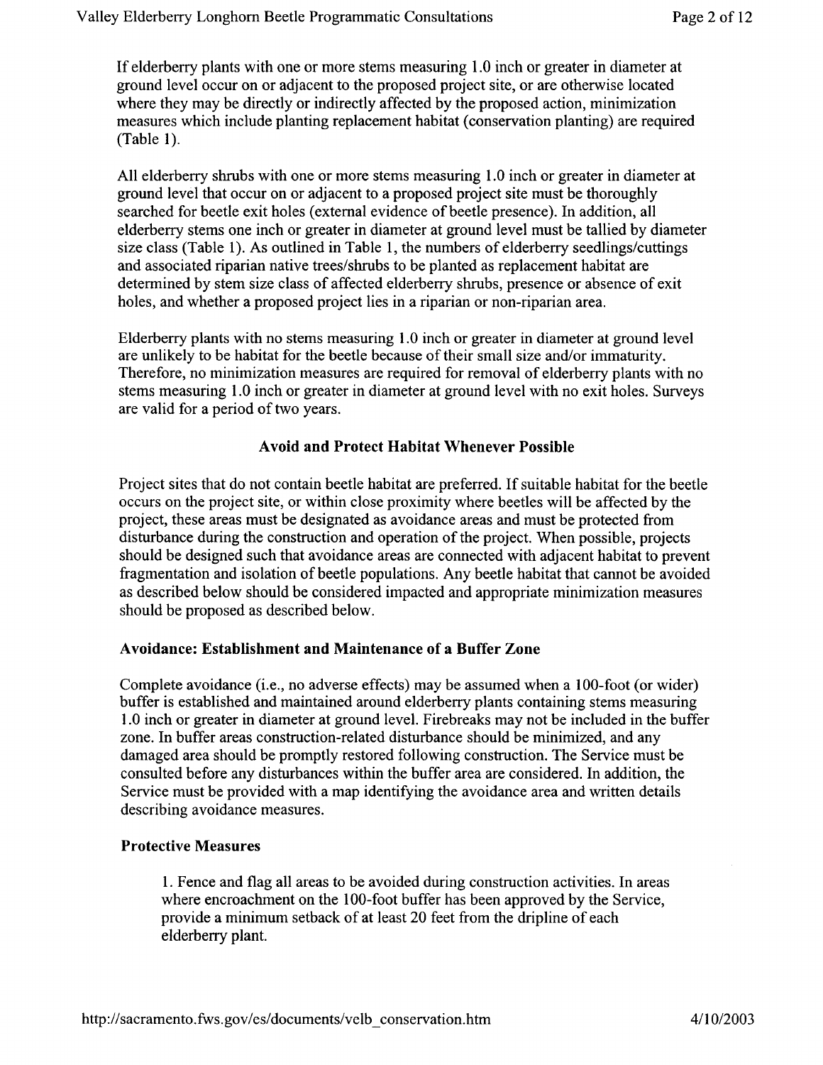If elderberry plants with one or more stems measuring 1.0 inch or greater in diameter at ground level occur on or adjacent to the proposed project site, or are otherwise located where they may be directly or indirectly affected by the proposed action, minimization measures which include planting replacement habitat (conservation planting) are required (Table 1).

All elderberry shrubs with one or more stems measuring 1.0 inch or greater in diameter at ground level that occur on or adjacent to a proposed project site must be thoroughly searched for beetle exit holes (external evidence of beetle presence). In addition, all elderberry stems one inch or greater in diameter at ground level must be tallied by diameter size class (Table 1). As outlined in Table 1, the numbers of elderberry seedlings/cuttings and associated riparian native trees/shrubs to be planted as replacement habitat are determined by stem size class of affected elderberry shrubs, presence or absence of exit holes, and whether a proposed project lies in a riparian or non-riparian area.

Elderberry plants with no stems measuring 1.0 inch or greater in diameter at ground level are unlikely to be habitat for the beetle because of their small size and/or immaturity. Therefore, no minimization measures are required for removal of elderberry plants with no stems measuring 1.0 inch or greater in diameter at ground level with no exit holes. Surveys are valid for a period of two years.

## Avoid and Protect Habitat Whenever Possible

Project sites that do not contain beetle habitat are preferred. If suitable habitat for the beetle occurs on the project site, or within close proximity where beetles will be affected by the project, these areas must be designated as avoidance areas and must be protected from disturbance during the construction and operation of the project. When possible, projects should be designed such that avoidance areas are connected with adjacent habitat to prevent fragmentation and isolation of beetle populations. Any beetle habitat that cannot be avoided as described below should be considered impacted and appropriate minimization measures should be proposed as described below.

### Avoidance: Establishment and Maintenance of a Buffer Zone

Complete avoidance (i.e., no adverse effects) may be assumed when a 100-foot (or wider) buffer is established and maintained around elderberry plants containing stems measuring 1.0 inch or greater in diameter at ground level. Firebreaks may not be included in the buffer zone. In buffer areas construction-related disturbance should be minimized, and any damaged area should be promptly restored following construction. The Service must be consulted before any disturbances within the buffer area are considered. In addition, the Service must be provided with a map identifying the avoidance area and written details describing avoidance measures.

### Protective Measures

1. Fence and flag all areas to be avoided during construction activities. In areas where encroachment on the 100-foot buffer has been approved by the Service, provide a minimum setback of at least 20 feet from the dripline of each elderberry plant.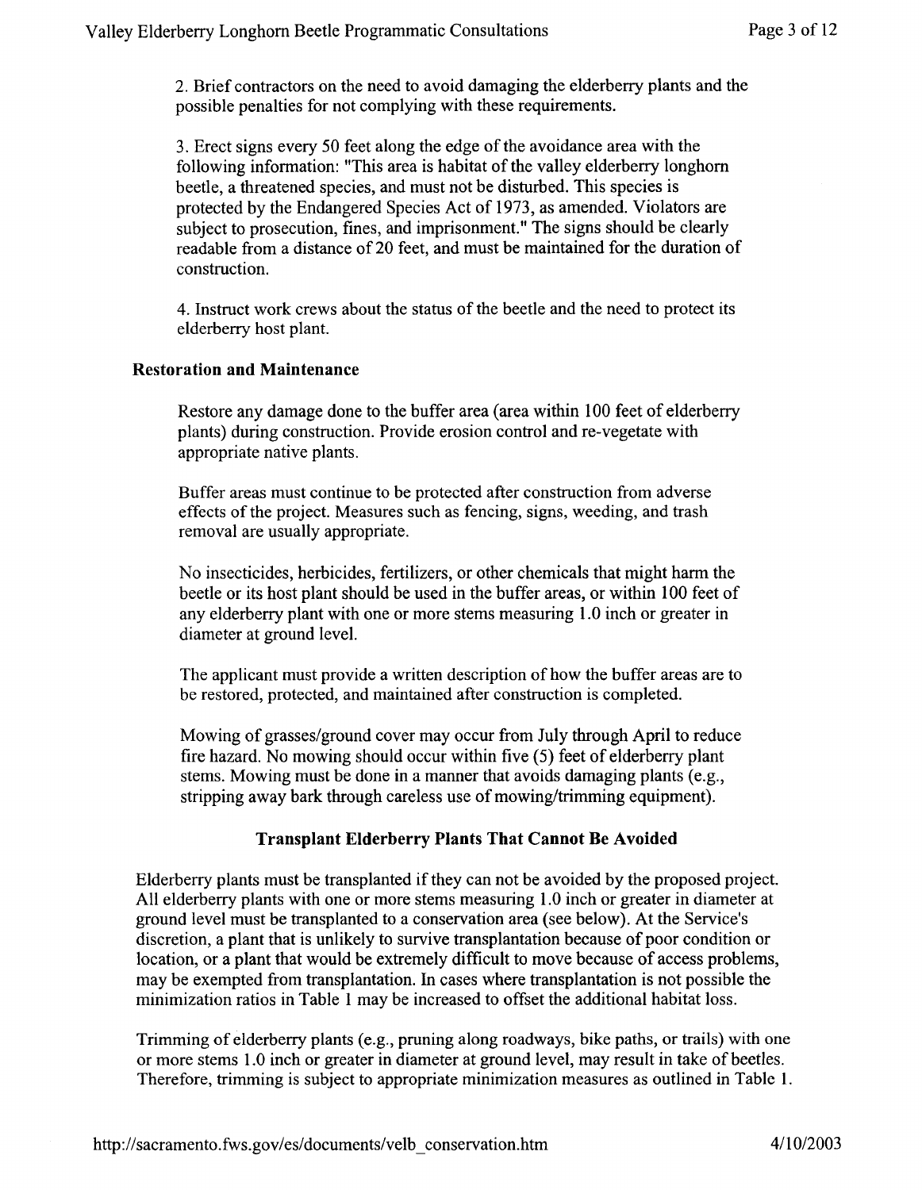2. Brief contractors on the need to avoid damaging the elderberry plants and the possible penalties for not complying with these requirements.

3. Erect signs every 50 feet along the edge of the avoidance area with the following information: "This area is habitat of the valley elderberry longhorn beetle, a threatened species, and must not be disturbed. This species is protected by the Endangered Species Act of 1973, as amended. Violators are subject to prosecution, fines, and imprisonment." The signs should be clearly readable from a distance of 20 feet, and must be maintained for the duration of construction.

4. Instruct work crews about the status of the beetle and the need to protect its elderberry host plant.

### Restoration and Maintenance

Restore any damage done to the buffer area (area within 100 feet of elderberry plants) during construction. Provide erosion control and re-vegetate with appropriate native plants.

Buffer areas must continue to be protected after construction from adverse effects of the project. Measures such as fencing, signs, weeding, and trash removal are usually appropriate.

No insecticides, herbicides, fertilizers, or other chemicals that might harm the beetle or its host plant should be used in the buffer areas, or within 100 feet of any elderberry plant with one or more stems measuring 1.0 inch or greater in diameter at ground level.

The applicant must provide a written description of how the buffer areas are to be restored, protected, and maintained after construction is completed.

Mowing of grasses/ground cover may occur from July through April to reduce fire hazard. No mowing should occur within five (5) feet of elderberry plant stems. Mowing must be done in a manner that avoids damaging plants (e.g., stripping away bark through careless use of mowing/trimming equipment).

## Transplant Elderberry Plants That Cannot Be Avoided

Elderberry plants must be transplanted if they can not be avoided by the proposed project. All elderberry plants with one or more stems measuring 1.0 inch or greater in diameter at ground level must be transplanted to a conservation area (see below). At the Service's discretion, a plant that is unlikely to survive transplantation because of poor condition or location, or a plant that would be extremely difficult to move because of access problems, may be exempted from transplantation. In cases where transplantation is not possible the minimization ratios in Table 1 may be increased to offset the additional habitat loss.

Trimming of elderberry plants (e.g., pruning along roadways, bike paths, or trails) with one or more stems 1.0 inch or greater in diameter at ground level, may result in take of beetles. Therefore, trimming is subject to appropriate minimization measures as outlined in Table 1.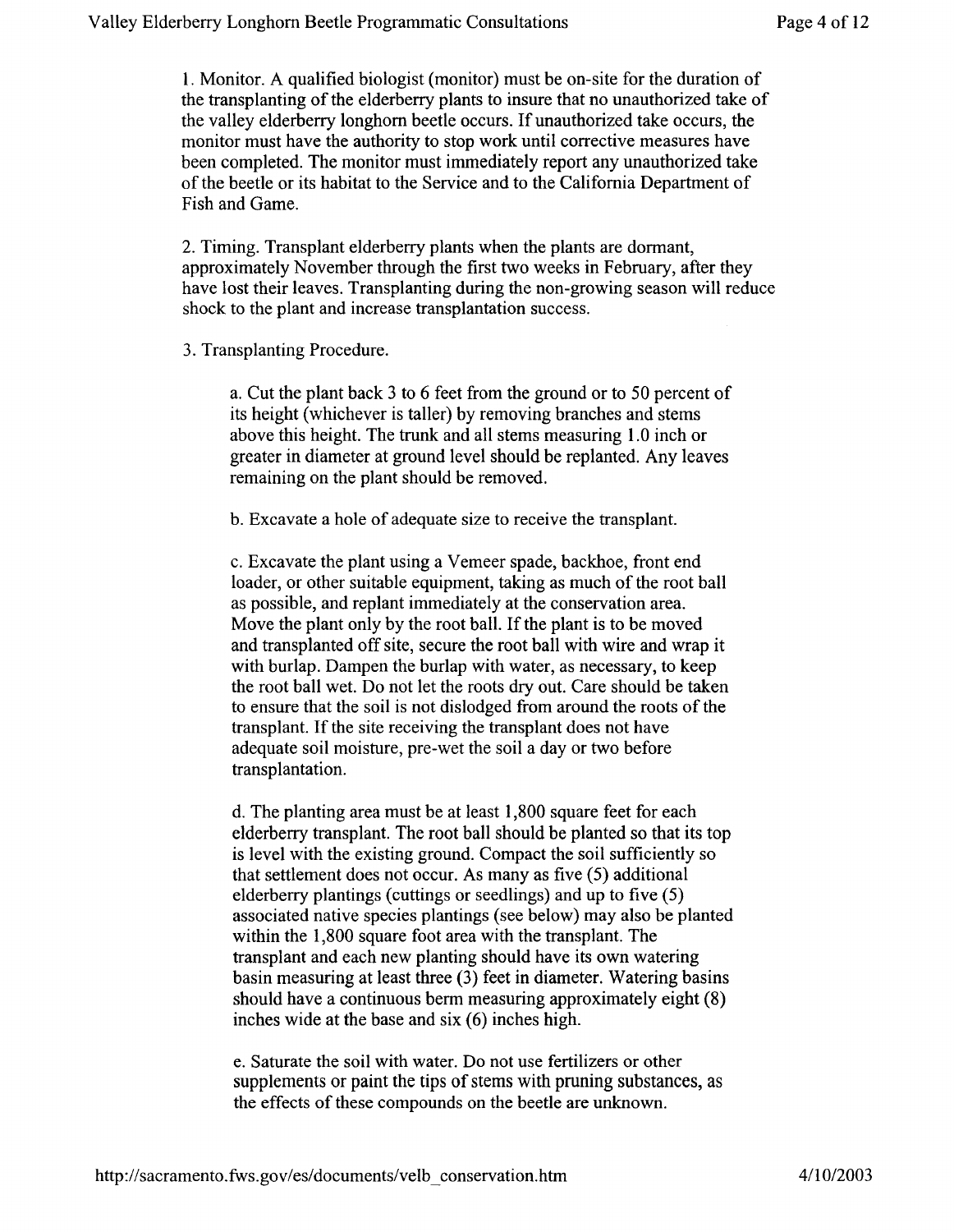1. Monitor. A qualified biologist (monitor) must be on-site for the duration of the transplanting of the elderberry plants to insure that no unauthorized take of the valley elderberry longhorn beetle occurs. If unauthorized take occurs, the monitor must have the authority to stop work until corrective measures have been completed. The monitor must immediately report any unauthorized take of the beetle or its habitat to the Service and to the California Department of Fish and Game.

2. Timing. Transplant elderberry plants when the plants are dormant, approximately November through the first two weeks in February, after they have lost their leaves. Transplanting during the non-growing season will reduce shock to the plant and increase transplantation success.

3. Transplanting Procedure.

   a. Cut the plant back 3 to 6 feet from the ground or to 50 percent of its height (whichever is taller) by removing branches and stems above this height. The trunk and all stems measuring 1.0 inch or greater in diameter at ground level should be replanted. Any leaves remaining on the plant should be removed.

   b. Excavate a hole of adequate size to receive the transplant.

   c. Excavate the plant using a Vemeer spade, backhoe, front end loader, or other suitable equipment, taking as much of the root ball as possible, and replant immediately at the conservation area. Move the plant only by the root ball. If the plant is to be moved and transplanted off site, secure the root ball with wire and wrap it with burlap. Dampen the burlap with water, as necessary, to keep the root ball wet. Do not let the roots dry out. Care should be taken to ensure that the soil is not dislodged from around the roots of the transplant. If the site receiving the transplant does not have adequate soil moisture, pre-wet the soil a day or two before transplantation.

   d. The planting area must be at least 1,800 square feet for each elderberry transplant. The root ball should be planted so that its top is level with the existing ground. Compact the soil sufficiently so that settlement does not occur. As many as five (5) additional elderberry plantings (cuttings or seedlings) and up to five (5) associated native species plantings (see below) may also be planted within the 1,800 square foot area with the transplant. The transplant and each new planting should have its own watering basin measuring at least three (3) feet in diameter. Watering basins should have a continuous berm measuring approximately eight (8) inches wide at the base and six (6) inches high.

   e. Saturate the soil with water. Do not use fertilizers or other supplements or paint the tips of stems with pruning substances, as the effects of these compounds on the beetle are unknown.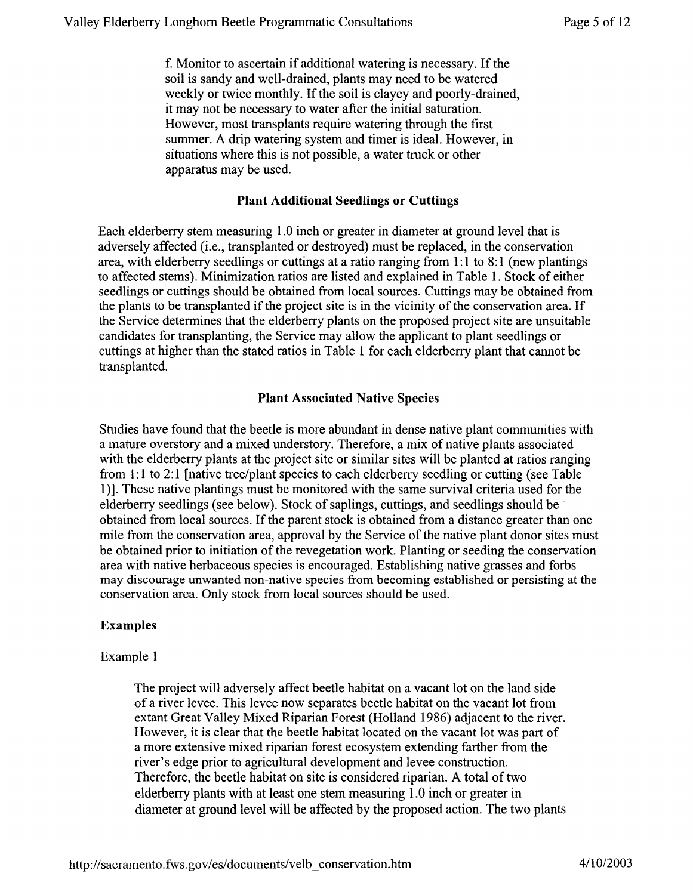f. Monitor to ascertain if additional watering is necessary. If the soil is sandy and well-drained, plants may need to be watered weekly or twice monthly. If the soil is clayey and poorly-drained, it may not be necessary to water after the initial saturation. However, most transplants require watering through the first summer. A drip watering system and timer is ideal. However, in situations where this is not possible, a water truck or other apparatus may be used.

### Plant Additional Seedlings or Cuttings

Each elderberry stem measuring 1.0 inch or greater in diameter at ground level that is adversely affected (i.e., transplanted or destroyed) must be replaced, in the conservation area, with elderberry seedlings or cuttings at a ratio ranging from 1:1 to 8:1 (new plantings to affected stems). Minimization ratios are listed and explained in Table 1. Stock of either seedlings or cuttings should be obtained from local sources. Cuttings may be obtained from the plants to be transplanted if the project site is in the vicinity of the conservation area. If the Service determines that the elderberry plants on the proposed project site are unsuitable candidates for transplanting, the Service may allow the applicant to plant seedlings or cuttings at higher than the stated ratios in Table 1 for each elderberry plant that cannot be transplanted.

### Plant Associated Native Species

Studies have found that the beetle is more abundant in dense native plant communities with a mature overstory and a mixed understory. Therefore, a mix of native plants associated with the elderberry plants at the project site or similar sites will be planted at ratios ranging from 1:1 to 2:1 [native tree/plant species to each elderberry seedling or cutting (see Table 1)]. These native plantings must be monitored with the same survival criteria used for the elderberry seedlings (see below). Stock of saplings, cuttings, and seedlings should be obtained from local sources. If the parent stock is obtained from a distance greater than one mile from the conservation area, approval by the Service of the native plant donor sites must be obtained prior to initiation of the revegetation work. Planting or seeding the conservation area with native herbaceous species is encouraged. Establishing native grasses and forbs may discourage unwanted non-native species from becoming established or persisting at the conservation area. Only stock from local sources should be used.

### Examples

Example 1

The project will adversely affect beetle habitat on a vacant lot on the land side of a river levee. This levee now separates beetle habitat on the vacant lot from extant Great Valley Mixed Riparian Forest (Holland 1986) adjacent to the river. However, it is clear that the beetle habitat located on the vacant lot was part of a more extensive mixed riparian forest ecosystem extending farther from the river's edge prior to agricultural development and levee construction. Therefore, the beetle habitat on site is considered riparian. A total of two elderberry plants with at least one stem measuring 1.0 inch or greater in diameter at ground level will be affected by the proposed action. The two plants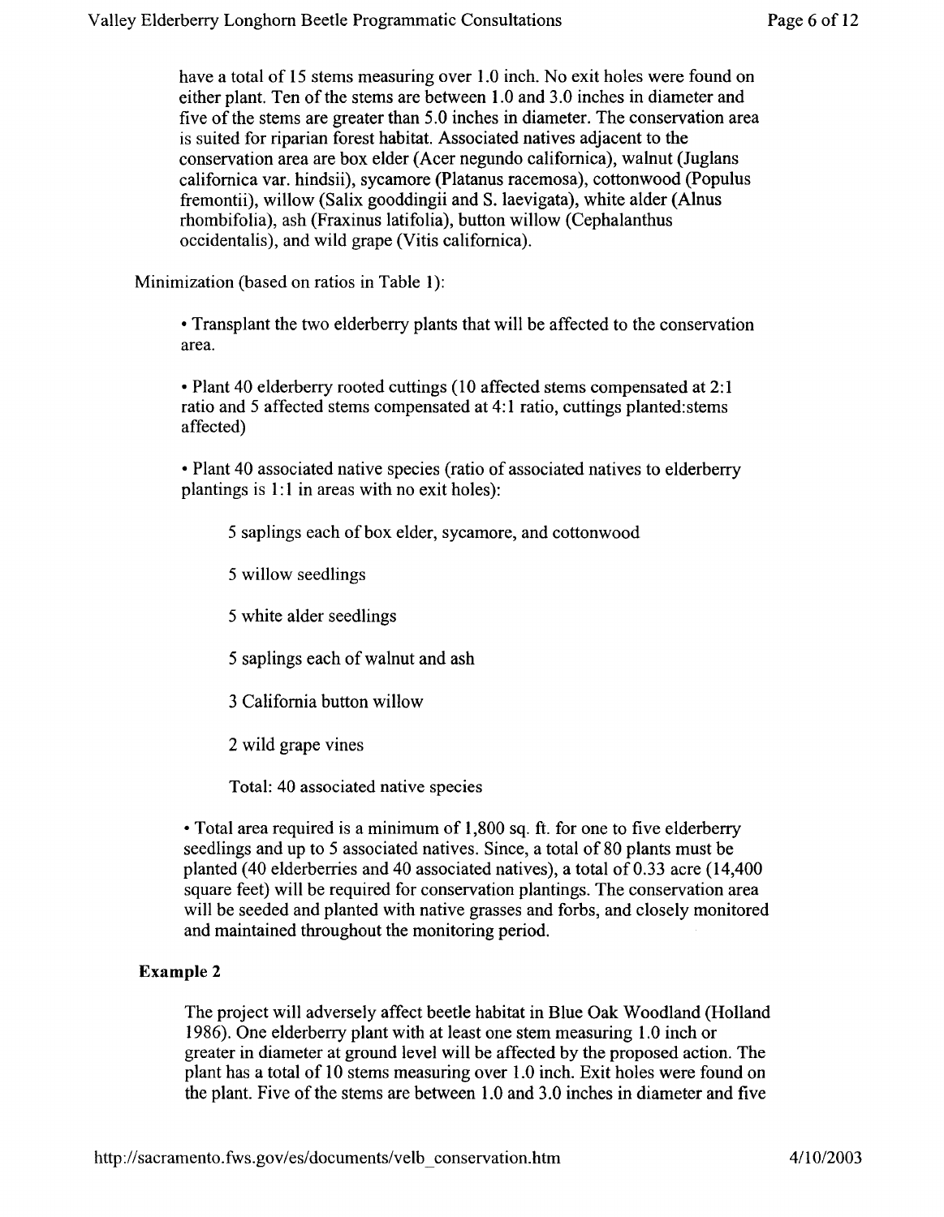have a total of 15 stems measuring over 1.0 inch. No exit holes were found on either plant. Ten of the stems are between 1.0 and 3.0 inches in diameter and five of the stems are greater than 5.0 inches in diameter. The conservation area is suited for riparian forest habitat. Associated natives adjacent to the conservation area are box elder (Acer negundo californica), walnut (Juglans californica var. hindsii), sycamore (Platanus racemosa), cottonwood (Populus fremontii), willow (Salix gooddingii and S. laevigata), white alder (Alnus rhombifolia), ash (Fraxinus latifolia), button willow (Cephalanthus occidentalis), and wild grape (Vitis californica).

Minimization (based on ratios in Table 1):

- Transplant the two elderberry plants that will be affected to the conservation area.

- Plant 40 elderberry rooted cuttings (10 affected stems compensated at 2:1 ratio and 5 affected stems compensated at 4:1 ratio, cuttings planted:stems affected)

- Plant 40 associated native species (ratio of associated natives to elderberry plantings is 1:1 in areas with no exit holes):

  5 saplings each of box elder, sycamore, and cottonwood

  5 willow seedlings

  5 white alder seedlings

  5 saplings each of walnut and ash

  3 California button willow

  2 wild grape vines

  Total: 40 associated native species

- Total area required is a minimum of 1,800 sq. ft. for one to five elderberry seedlings and up to 5 associated natives. Since, a total of 80 plants must be planted (40 elderberries and 40 associated natives), a total of 0.33 acre (14,400 square feet) will be required for conservation plantings. The conservation area will be seeded and planted with native grasses and forbs, and closely monitored and maintained throughout the monitoring period.

**Example 2**

The project will adversely affect beetle habitat in Blue Oak Woodland (Holland 1986). One elderberry plant with at least one stem measuring 1.0 inch or greater in diameter at ground level will be affected by the proposed action. The plant has a total of 10 stems measuring over 1.0 inch. Exit holes were found on the plant. Five of the stems are between 1.0 and 3.0 inches in diameter and five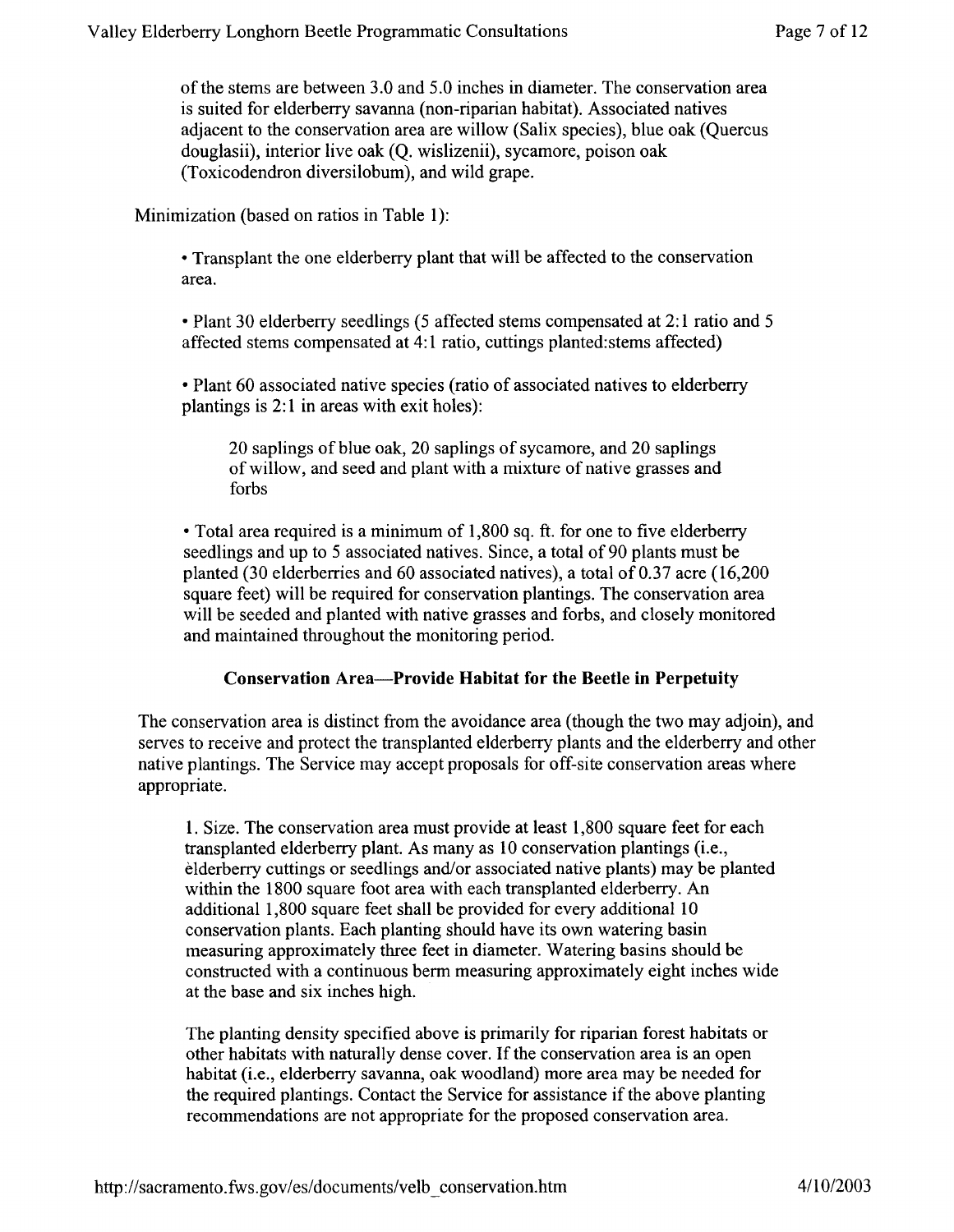of the stems are between 3.0 and 5.0 inches in diameter. The conservation area is suited for elderberry savanna (non-riparian habitat). Associated natives adjacent to the conservation area are willow (Salix species), blue oak (Quercus douglasii), interior live oak (Q. wislizenii), sycamore, poison oak (Toxicodendron diversilobum), and wild grape.

Minimization (based on ratios in Table 1):

- Transplant the one elderberry plant that will be affected to the conservation area.

- Plant 30 elderberry seedlings (5 affected stems compensated at 2:1 ratio and 5 affected stems compensated at 4:1 ratio, cuttings planted:stems affected)

- Plant 60 associated native species (ratio of associated natives to elderberry plantings is 2:1 in areas with exit holes):

  20 saplings of blue oak, 20 saplings of sycamore, and 20 saplings of willow, and seed and plant with a mixture of native grasses and forbs

- Total area required is a minimum of 1,800 sq. ft. for one to five elderberry seedlings and up to 5 associated natives. Since, a total of 90 plants must be planted (30 elderberries and 60 associated natives), a total of 0.37 acre (16,200 square feet) will be required for conservation plantings. The conservation area will be seeded and planted with native grasses and forbs, and closely monitored and maintained throughout the monitoring period.

### Conservation Area—Provide Habitat for the Beetle in Perpetuity

The conservation area is distinct from the avoidance area (though the two may adjoin), and serves to receive and protect the transplanted elderberry plants and the elderberry and other native plantings. The Service may accept proposals for off-site conservation areas where appropriate.

1. Size. The conservation area must provide at least 1,800 square feet for each transplanted elderberry plant. As many as 10 conservation plantings (i.e., elderberry cuttings or seedlings and/or associated native plants) may be planted within the 1800 square foot area with each transplanted elderberry. An additional 1,800 square feet shall be provided for every additional 10 conservation plants. Each planting should have its own watering basin measuring approximately three feet in diameter. Watering basins should be constructed with a continuous berm measuring approximately eight inches wide at the base and six inches high.

   The planting density specified above is primarily for riparian forest habitats or other habitats with naturally dense cover. If the conservation area is an open habitat (i.e., elderberry savanna, oak woodland) more area may be needed for the required plantings. Contact the Service for assistance if the above planting recommendations are not appropriate for the proposed conservation area.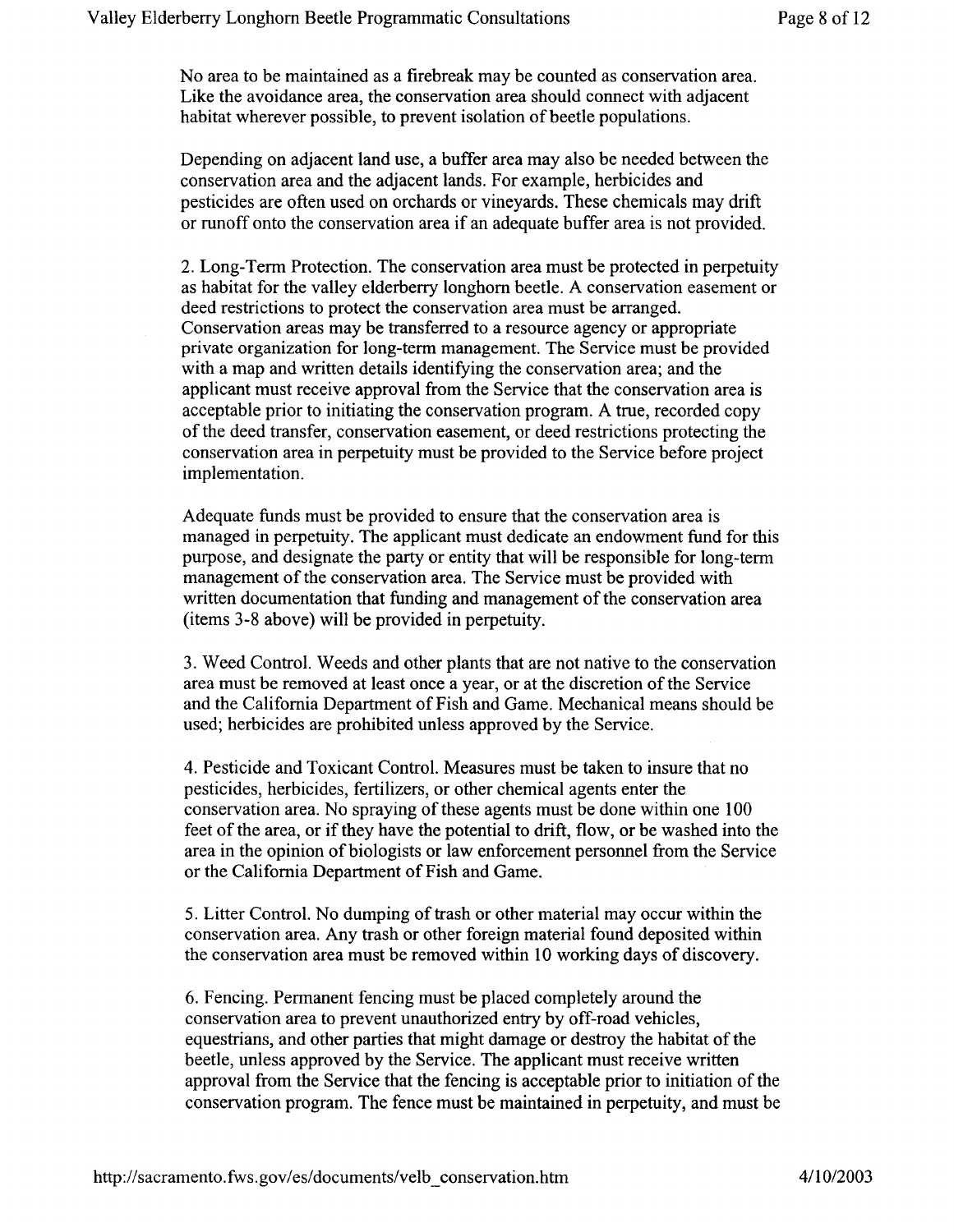No area to be maintained as a firebreak may be counted as conservation area. Like the avoidance area, the conservation area should connect with adjacent habitat wherever possible, to prevent isolation of beetle populations.

Depending on adjacent land use, a buffer area may also be needed between the conservation area and the adjacent lands. For example, herbicides and pesticides are often used on orchards or vineyards. These chemicals may drift or runoff onto the conservation area if an adequate buffer area is not provided.

2. Long-Term Protection. The conservation area must be protected in perpetuity as habitat for the valley elderberry longhorn beetle. A conservation easement or deed restrictions to protect the conservation area must be arranged. Conservation areas may be transferred to a resource agency or appropriate private organization for long-term management. The Service must be provided with a map and written details identifying the conservation area; and the applicant must receive approval from the Service that the conservation area is acceptable prior to initiating the conservation program. A true, recorded copy of the deed transfer, conservation easement, or deed restrictions protecting the conservation area in perpetuity must be provided to the Service before project implementation.

Adequate funds must be provided to ensure that the conservation area is managed in perpetuity. The applicant must dedicate an endowment fund for this purpose, and designate the party or entity that will be responsible for long-term management of the conservation area. The Service must be provided with written documentation that funding and management of the conservation area (items 3-8 above) will be provided in perpetuity.

3. Weed Control. Weeds and other plants that are not native to the conservation area must be removed at least once a year, or at the discretion of the Service and the California Department of Fish and Game. Mechanical means should be used; herbicides are prohibited unless approved by the Service.

4. Pesticide and Toxicant Control. Measures must be taken to insure that no pesticides, herbicides, fertilizers, or other chemical agents enter the conservation area. No spraying of these agents must be done within one 100 feet of the area, or if they have the potential to drift, flow, or be washed into the area in the opinion of biologists or law enforcement personnel from the Service or the California Department of Fish and Game.

5. Litter Control. No dumping of trash or other material may occur within the conservation area. Any trash or other foreign material found deposited within the conservation area must be removed within 10 working days of discovery.

6. Fencing. Permanent fencing must be placed completely around the conservation area to prevent unauthorized entry by off-road vehicles, equestrians, and other parties that might damage or destroy the habitat of the beetle, unless approved by the Service. The applicant must receive written approval from the Service that the fencing is acceptable prior to initiation of the conservation program. The fence must be maintained in perpetuity, and must be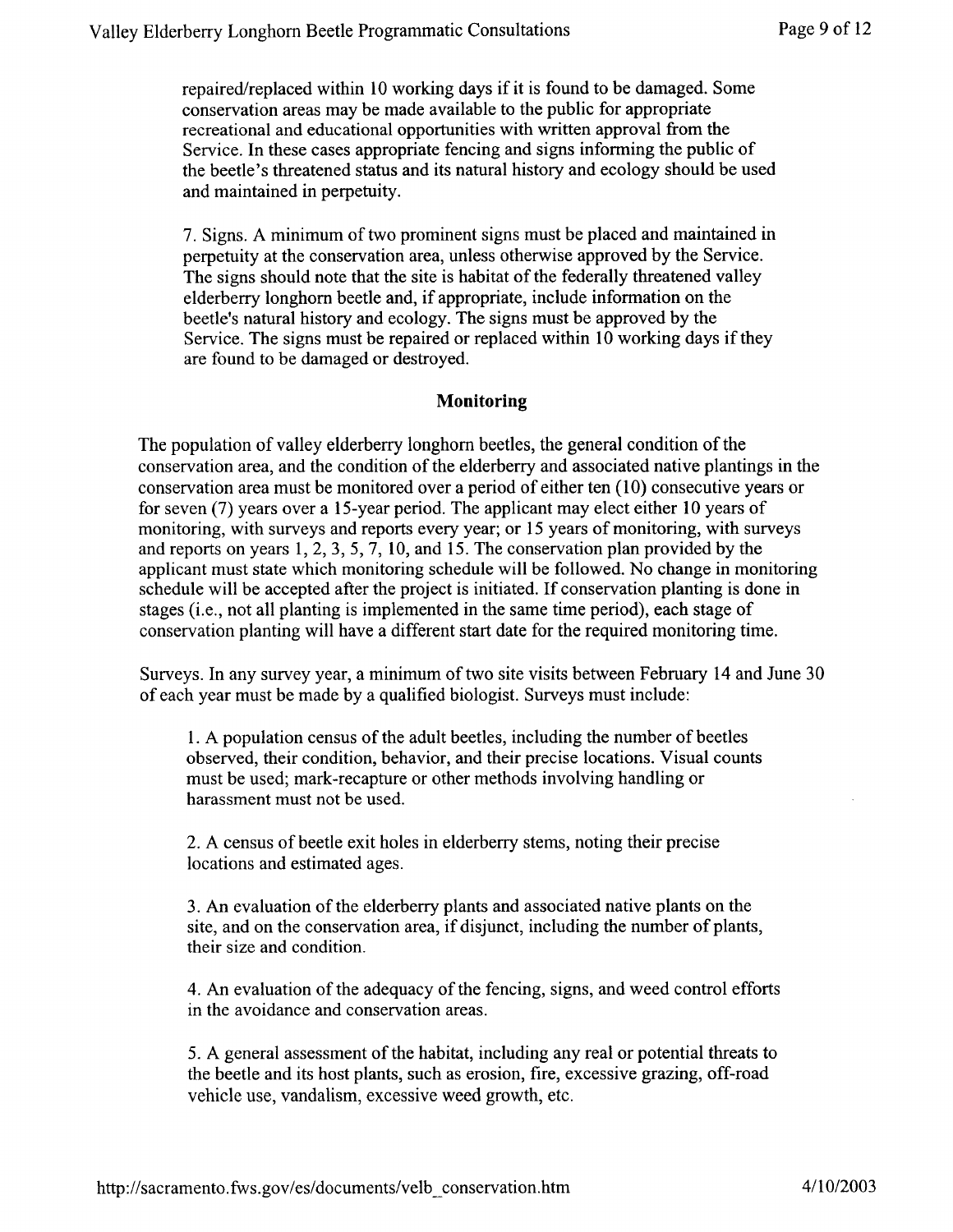repaired/replaced within 10 working days if it is found to be damaged. Some conservation areas may be made available to the public for appropriate recreational and educational opportunities with written approval from the Service. In these cases appropriate fencing and signs informing the public of the beetle's threatened status and its natural history and ecology should be used and maintained in perpetuity.

7. Signs. A minimum of two prominent signs must be placed and maintained in perpetuity at the conservation area, unless otherwise approved by the Service. The signs should note that the site is habitat of the federally threatened valley elderberry longhorn beetle and, if appropriate, include information on the beetle's natural history and ecology. The signs must be approved by the Service. The signs must be repaired or replaced within 10 working days if they are found to be damaged or destroyed.

### Monitoring

The population of valley elderberry longhorn beetles, the general condition of the conservation area, and the condition of the elderberry and associated native plantings in the conservation area must be monitored over a period of either ten (10) consecutive years or for seven (7) years over a 15-year period. The applicant may elect either 10 years of monitoring, with surveys and reports every year; or 15 years of monitoring, with surveys and reports on years 1, 2, 3, 5, 7, 10, and 15. The conservation plan provided by the applicant must state which monitoring schedule will be followed. No change in monitoring schedule will be accepted after the project is initiated. If conservation planting is done in stages (i.e., not all planting is implemented in the same time period), each stage of conservation planting will have a different start date for the required monitoring time.

Surveys. In any survey year, a minimum of two site visits between February 14 and June 30 of each year must be made by a qualified biologist. Surveys must include:

1. A population census of the adult beetles, including the number of beetles observed, their condition, behavior, and their precise locations. Visual counts must be used; mark-recapture or other methods involving handling or harassment must not be used.

2. A census of beetle exit holes in elderberry stems, noting their precise locations and estimated ages.

3. An evaluation of the elderberry plants and associated native plants on the site, and on the conservation area, if disjunct, including the number of plants, their size and condition.

4. An evaluation of the adequacy of the fencing, signs, and weed control efforts in the avoidance and conservation areas.

5. A general assessment of the habitat, including any real or potential threats to the beetle and its host plants, such as erosion, fire, excessive grazing, off-road vehicle use, vandalism, excessive weed growth, etc.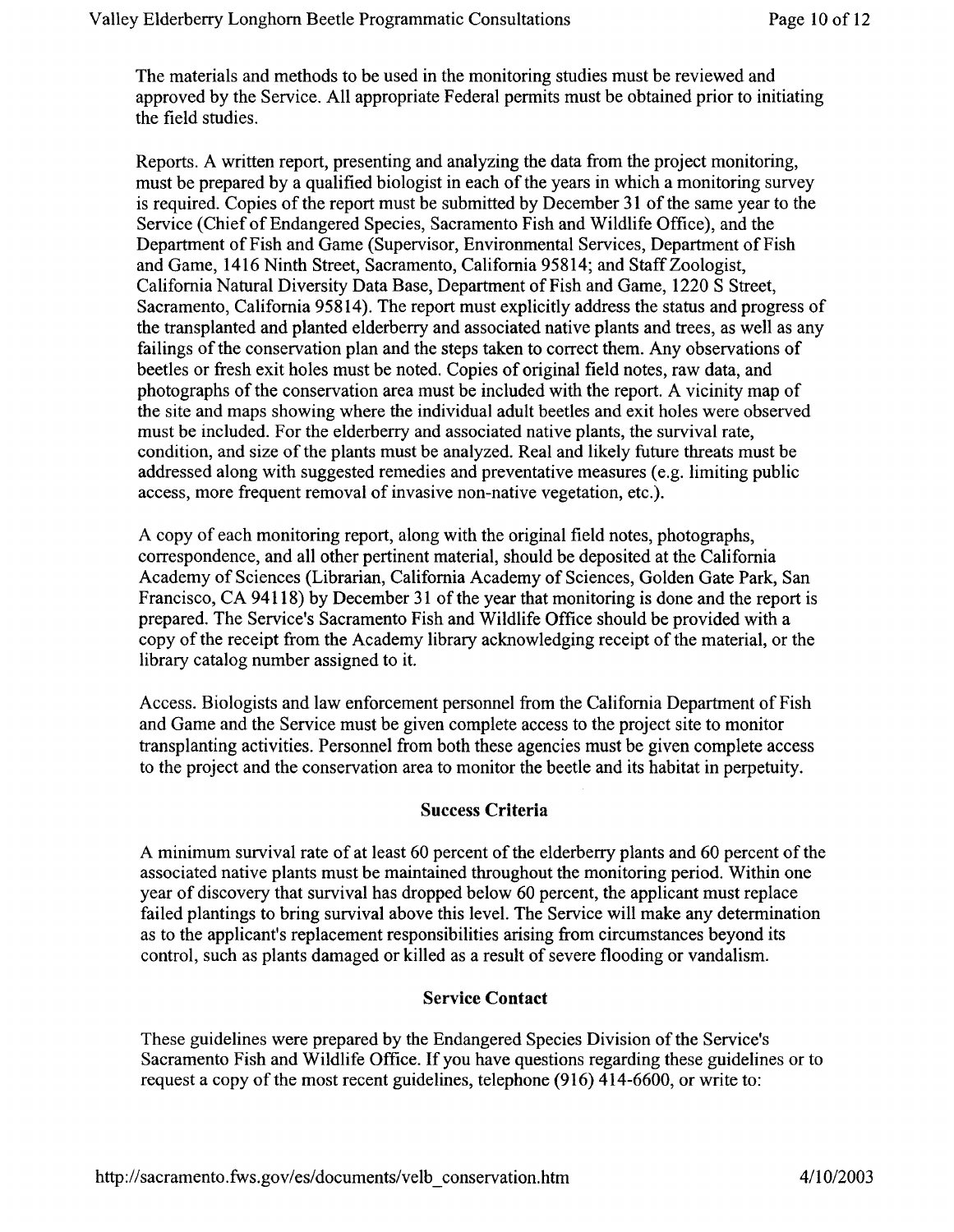The materials and methods to be used in the monitoring studies must be reviewed and approved by the Service. All appropriate Federal permits must be obtained prior to initiating the field studies.

Reports. A written report, presenting and analyzing the data from the project monitoring, must be prepared by a qualified biologist in each of the years in which a monitoring survey is required. Copies of the report must be submitted by December 31 of the same year to the Service (Chief of Endangered Species, Sacramento Fish and Wildlife Office), and the Department of Fish and Game (Supervisor, Environmental Services, Department of Fish and Game, 1416 Ninth Street, Sacramento, California 95814; and Staff Zoologist, California Natural Diversity Data Base, Department of Fish and Game, 1220 S Street, Sacramento, California 95814). The report must explicitly address the status and progress of the transplanted and planted elderberry and associated native plants and trees, as well as any failings of the conservation plan and the steps taken to correct them. Any observations of beetles or fresh exit holes must be noted. Copies of original field notes, raw data, and photographs of the conservation area must be included with the report. A vicinity map of the site and maps showing where the individual adult beetles and exit holes were observed must be included. For the elderberry and associated native plants, the survival rate, condition, and size of the plants must be analyzed. Real and likely future threats must be addressed along with suggested remedies and preventative measures (e.g. limiting public access, more frequent removal of invasive non-native vegetation, etc.).

A copy of each monitoring report, along with the original field notes, photographs, correspondence, and all other pertinent material, should be deposited at the California Academy of Sciences (Librarian, California Academy of Sciences, Golden Gate Park, San Francisco, CA 94118) by December 31 of the year that monitoring is done and the report is prepared. The Service's Sacramento Fish and Wildlife Office should be provided with a copy of the receipt from the Academy library acknowledging receipt of the material, or the library catalog number assigned to it.

Access. Biologists and law enforcement personnel from the California Department of Fish and Game and the Service must be given complete access to the project site to monitor transplanting activities. Personnel from both these agencies must be given complete access to the project and the conservation area to monitor the beetle and its habitat in perpetuity.

## Success Criteria

A minimum survival rate of at least 60 percent of the elderberry plants and 60 percent of the associated native plants must be maintained throughout the monitoring period. Within one year of discovery that survival has dropped below 60 percent, the applicant must replace failed plantings to bring survival above this level. The Service will make any determination as to the applicant's replacement responsibilities arising from circumstances beyond its control, such as plants damaged or killed as a result of severe flooding or vandalism.

## Service Contact

These guidelines were prepared by the Endangered Species Division of the Service's Sacramento Fish and Wildlife Office. If you have questions regarding these guidelines or to request a copy of the most recent guidelines, telephone (916) 414-6600, or write to: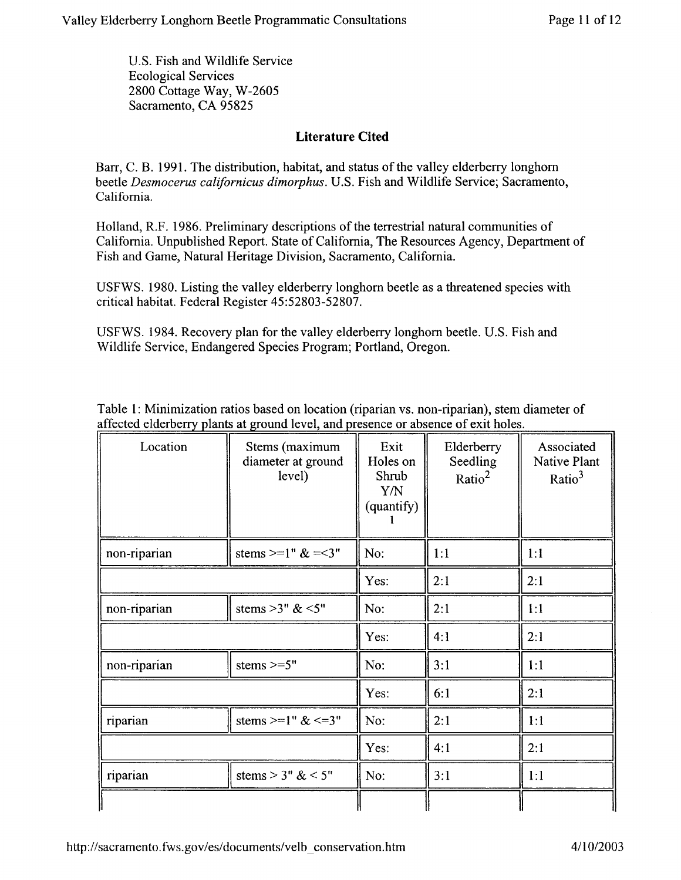U.S. Fish and Wildlife Service
Ecological Services
2800 Cottage Way, W-2605
Sacramento, CA 95825

## Literature Cited

Barr, C. B. 1991. The distribution, habitat, and status of the valley elderberry longhorn beetle *Desmocerus californicus dimorphus*. U.S. Fish and Wildlife Service; Sacramento, California.

Holland, R.F. 1986. Preliminary descriptions of the terrestrial natural communities of California. Unpublished Report. State of California, The Resources Agency, Department of Fish and Game, Natural Heritage Division, Sacramento, California.

USFWS. 1980. Listing the valley elderberry longhorn beetle as a threatened species with critical habitat. Federal Register 45:52803-52807.

USFWS. 1984. Recovery plan for the valley elderberry longhorn beetle. U.S. Fish and Wildlife Service, Endangered Species Program; Portland, Oregon.

Table 1: Minimization ratios based on location (riparian vs. non-riparian), stem diameter of affected elderberry plants at ground level, and presence or absence of exit holes.

| Location | Stems (maximum diameter at ground level) | Exit Holes on Shrub Y/N (quantify)[1] | Elderberry Seedling Ratio[2] | Associated Native Plant Ratio[3] |
|---|---|---|---|---|
| non-riparian | stems >=1" & =<3" | No: | 1:1 | 1:1 |
| | | Yes: | 2:1 | 2:1 |
| non-riparian | stems >3" & <5" | No: | 2:1 | 1:1 |
| | | Yes: | 4:1 | 2:1 |
| non-riparian | stems >=5" | No: | 3:1 | 1:1 |
| | | Yes: | 6:1 | 2:1 |
| riparian | stems >=1" & <=3" | No: | 2:1 | 1:1 |
| | | Yes: | 4:1 | 2:1 |
| riparian | stems > 3" & < 5" | No: | 3:1 | 1:1 |
| | | | | |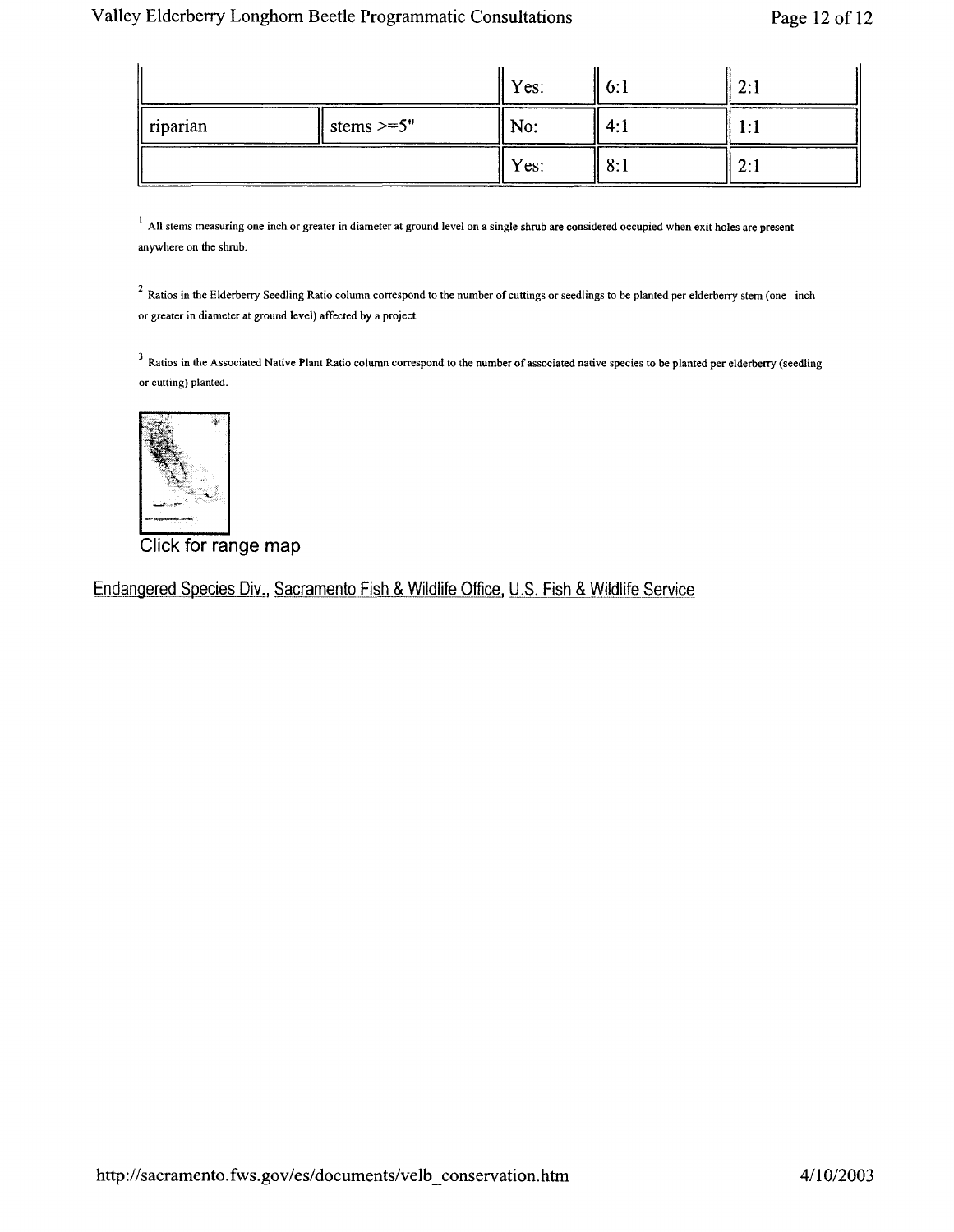| | | | | |
|---|---|---|---|---|
| | | Yes: | 6:1 | 2:1 |
| riparian | stems >=5" | No: | 4:1 | 1:1 |
| | | Yes: | 8:1 | 2:1 |

[1] All stems measuring one inch or greater in diameter at ground level on a single shrub are considered occupied when exit holes are present anywhere on the shrub.

[2] Ratios in the Elderberry Seedling Ratio column correspond to the number of cuttings or seedlings to be planted per elderberry stem (one inch or greater in diameter at ground level) affected by a project.

[3] Ratios in the Associated Native Plant Ratio column correspond to the number of associated native species to be planted per elderberry (seedling or cutting) planted.

Click for range map

Endangered Species Div., Sacramento Fish & Wildlife Office, U.S. Fish & Wildlife Service